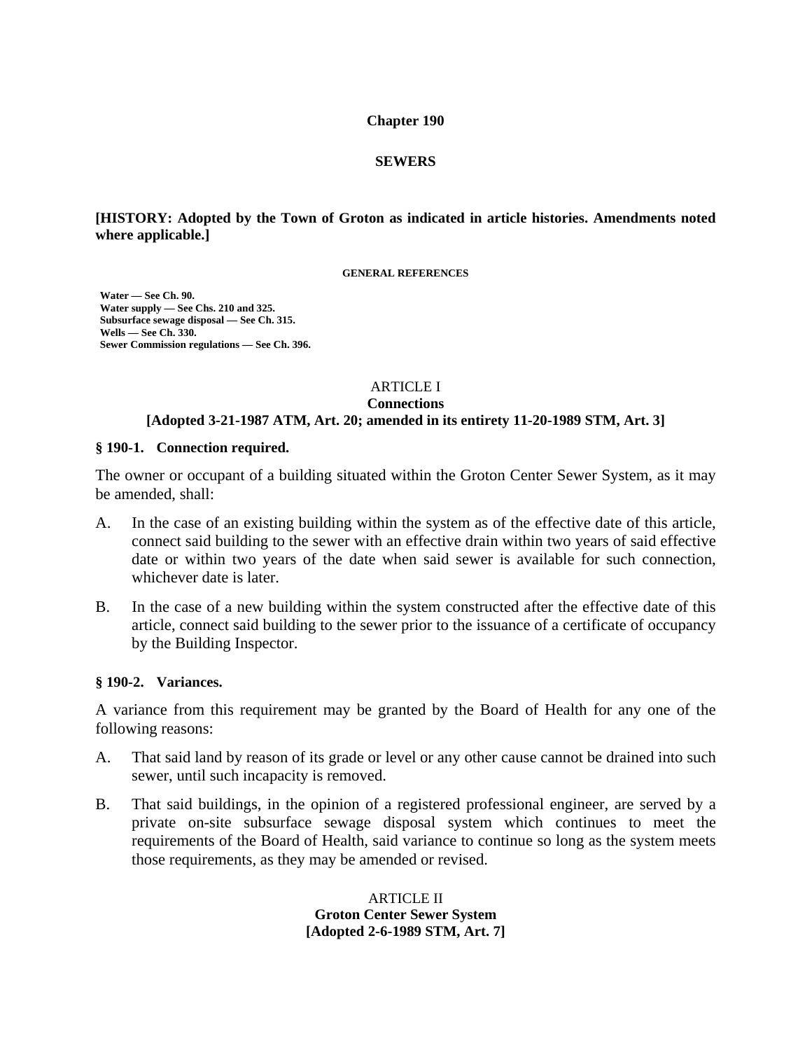# Chapter 190

# SEWERS

**[HISTORY: Adopted by the Town of Groton as indicated in article histories. Amendments noted where applicable.]**

**GENERAL REFERENCES**

**Water — See Ch. 90.**
**Water supply — See Chs. 210 and 325.**
**Subsurface sewage disposal — See Ch. 315.**
**Wells — See Ch. 330.**
**Sewer Commission regulations — See Ch. 396.**

## ARTICLE I
## Connections
## [Adopted 3-21-1987 ATM, Art. 20; amended in its entirety 11-20-1989 STM, Art. 3]

### § 190-1. Connection required.

The owner or occupant of a building situated within the Groton Center Sewer System, as it may be amended, shall:

A. In the case of an existing building within the system as of the effective date of this article, connect said building to the sewer with an effective drain within two years of said effective date or within two years of the date when said sewer is available for such connection, whichever date is later.

B. In the case of a new building within the system constructed after the effective date of this article, connect said building to the sewer prior to the issuance of a certificate of occupancy by the Building Inspector.

### § 190-2. Variances.

A variance from this requirement may be granted by the Board of Health for any one of the following reasons:

A. That said land by reason of its grade or level or any other cause cannot be drained into such sewer, until such incapacity is removed.

B. That said buildings, in the opinion of a registered professional engineer, are served by a private on-site subsurface sewage disposal system which continues to meet the requirements of the Board of Health, said variance to continue so long as the system meets those requirements, as they may be amended or revised.

## ARTICLE II
## Groton Center Sewer System
## [Adopted 2-6-1989 STM, Art. 7]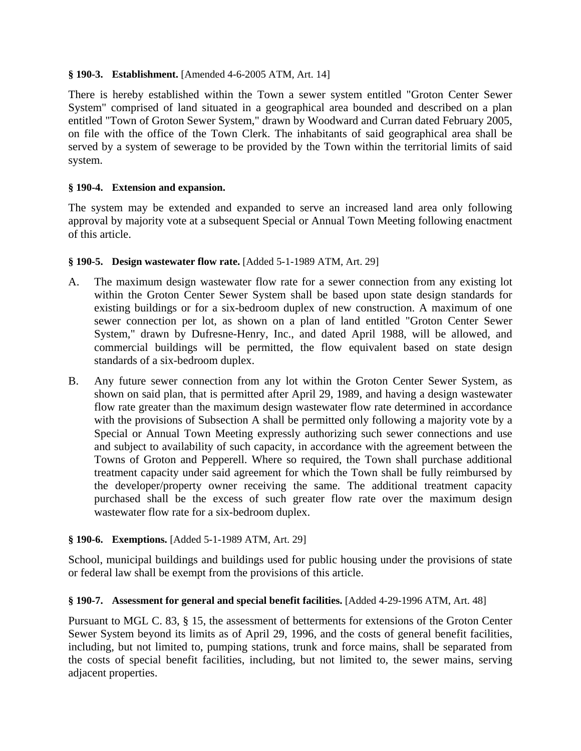**§ 190-3. Establishment.** [Amended 4-6-2005 ATM, Art. 14]

There is hereby established within the Town a sewer system entitled "Groton Center Sewer System" comprised of land situated in a geographical area bounded and described on a plan entitled "Town of Groton Sewer System," drawn by Woodward and Curran dated February 2005, on file with the office of the Town Clerk. The inhabitants of said geographical area shall be served by a system of sewerage to be provided by the Town within the territorial limits of said system.

**§ 190-4. Extension and expansion.**

The system may be extended and expanded to serve an increased land area only following approval by majority vote at a subsequent Special or Annual Town Meeting following enactment of this article.

**§ 190-5. Design wastewater flow rate.** [Added 5-1-1989 ATM, Art. 29]

A. The maximum design wastewater flow rate for a sewer connection from any existing lot within the Groton Center Sewer System shall be based upon state design standards for existing buildings or for a six-bedroom duplex of new construction. A maximum of one sewer connection per lot, as shown on a plan of land entitled "Groton Center Sewer System," drawn by Dufresne-Henry, Inc., and dated April 1988, will be allowed, and commercial buildings will be permitted, the flow equivalent based on state design standards of a six-bedroom duplex.

B. Any future sewer connection from any lot within the Groton Center Sewer System, as shown on said plan, that is permitted after April 29, 1989, and having a design wastewater flow rate greater than the maximum design wastewater flow rate determined in accordance with the provisions of Subsection A shall be permitted only following a majority vote by a Special or Annual Town Meeting expressly authorizing such sewer connections and use and subject to availability of such capacity, in accordance with the agreement between the Towns of Groton and Pepperell. Where so required, the Town shall purchase additional treatment capacity under said agreement for which the Town shall be fully reimbursed by the developer/property owner receiving the same. The additional treatment capacity purchased shall be the excess of such greater flow rate over the maximum design wastewater flow rate for a six-bedroom duplex.

**§ 190-6. Exemptions.** [Added 5-1-1989 ATM, Art. 29]

School, municipal buildings and buildings used for public housing under the provisions of state or federal law shall be exempt from the provisions of this article.

**§ 190-7. Assessment for general and special benefit facilities.** [Added 4-29-1996 ATM, Art. 48]

Pursuant to MGL C. 83, § 15, the assessment of betterments for extensions of the Groton Center Sewer System beyond its limits as of April 29, 1996, and the costs of general benefit facilities, including, but not limited to, pumping stations, trunk and force mains, shall be separated from the costs of special benefit facilities, including, but not limited to, the sewer mains, serving adjacent properties.